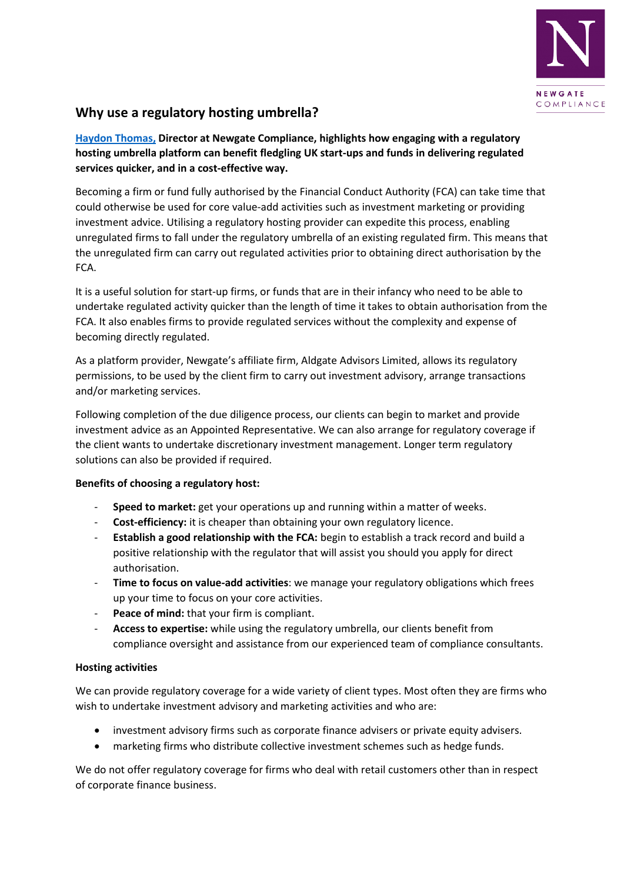## Why use a regulatory hosting umbrella?

**Haydon Thomas, Director at Newgate Compliance, highlights how engaging with a regulatory hosting umbrella platform can benefit fledgling UK start-ups and funds in delivering regulated services quicker, and in a cost-effective way.**

Becoming a firm or fund fully authorised by the Financial Conduct Authority (FCA) can take time that could otherwise be used for core value-add activities such as investment marketing or providing investment advice. Utilising a regulatory hosting provider can expedite this process, enabling unregulated firms to fall under the regulatory umbrella of an existing regulated firm. This means that the unregulated firm can carry out regulated activities prior to obtaining direct authorisation by the FCA.

It is a useful solution for start-up firms, or funds that are in their infancy who need to be able to undertake regulated activity quicker than the length of time it takes to obtain authorisation from the FCA. It also enables firms to provide regulated services without the complexity and expense of becoming directly regulated.

As a platform provider, Newgate's affiliate firm, Aldgate Advisors Limited, allows its regulatory permissions, to be used by the client firm to carry out investment advisory, arrange transactions and/or marketing services.

Following completion of the due diligence process, our clients can begin to market and provide investment advice as an Appointed Representative. We can also arrange for regulatory coverage if the client wants to undertake discretionary investment management. Longer term regulatory solutions can also be provided if required.

**Benefits of choosing a regulatory host:**

- **Speed to market:** get your operations up and running within a matter of weeks.
- **Cost-efficiency:** it is cheaper than obtaining your own regulatory licence.
- **Establish a good relationship with the FCA:** begin to establish a track record and build a positive relationship with the regulator that will assist you should you apply for direct authorisation.
- **Time to focus on value-add activities**: we manage your regulatory obligations which frees up your time to focus on your core activities.
- **Peace of mind:** that your firm is compliant.
- **Access to expertise:** while using the regulatory umbrella, our clients benefit from compliance oversight and assistance from our experienced team of compliance consultants.

**Hosting activities**

We can provide regulatory coverage for a wide variety of client types. Most often they are firms who wish to undertake investment advisory and marketing activities and who are:

- investment advisory firms such as corporate finance advisers or private equity advisers.
- marketing firms who distribute collective investment schemes such as hedge funds.

We do not offer regulatory coverage for firms who deal with retail customers other than in respect of corporate finance business.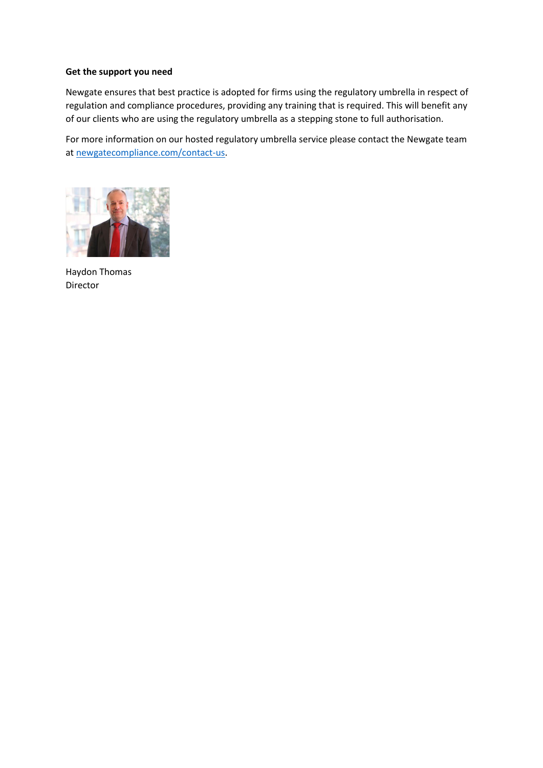**Get the support you need**

Newgate ensures that best practice is adopted for firms using the regulatory umbrella in respect of regulation and compliance procedures, providing any training that is required. This will benefit any of our clients who are using the regulatory umbrella as a stepping stone to full authorisation.

For more information on our hosted regulatory umbrella service please contact the Newgate team at [newgatecompliance.com/contact-us](newgatecompliance.com/contact-us).

Haydon Thomas
Director